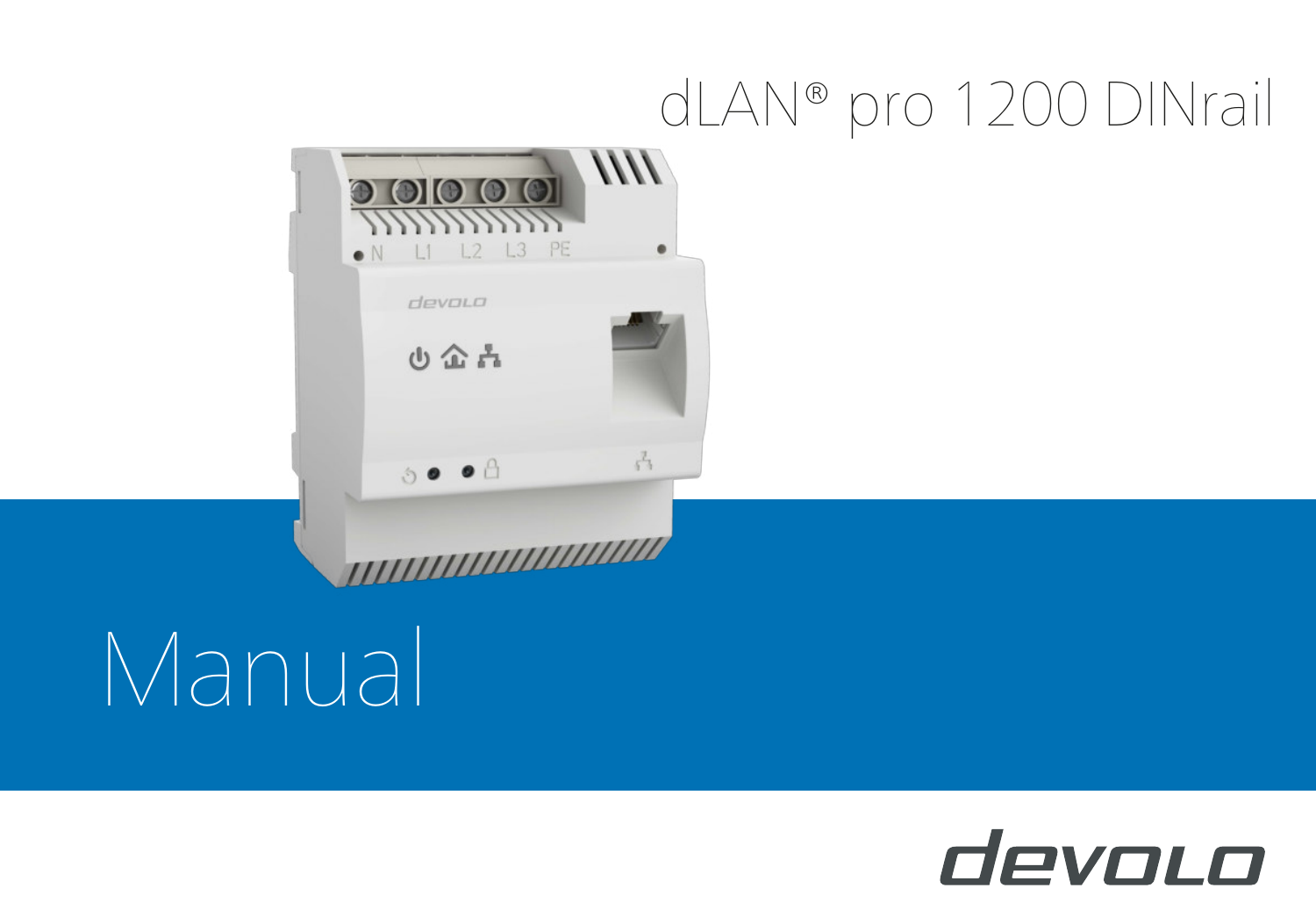# dLAN® pro 1200 DINrail

# Manual

devolo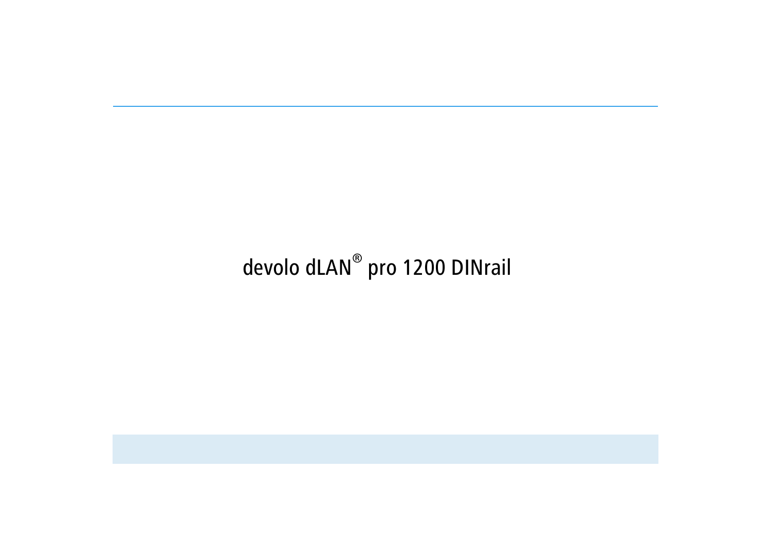# devolo dLAN® pro 1200 DINrail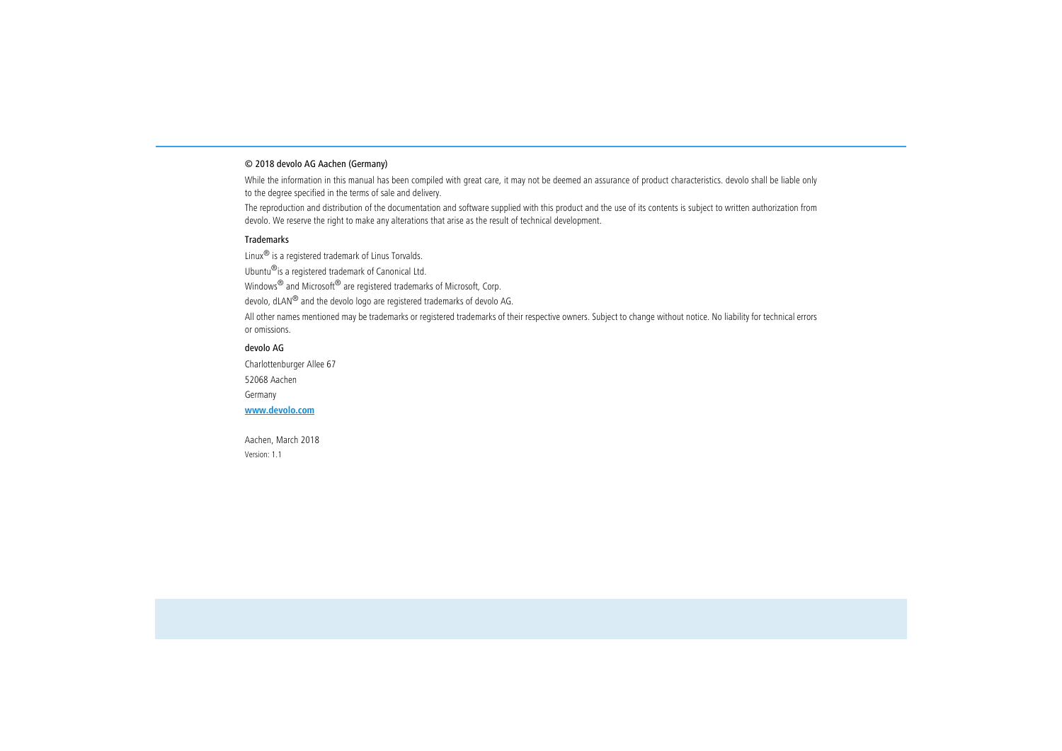© 2018 devolo AG Aachen (Germany)

While the information in this manual has been compiled with great care, it may not be deemed an assurance of product characteristics. devolo shall be liable only to the degree specified in the terms of sale and delivery.

The reproduction and distribution of the documentation and software supplied with this product and the use of its contents is subject to written authorization from devolo. We reserve the right to make any alterations that arise as the result of technical development.

**Trademarks**

Linux® is a registered trademark of Linus Torvalds.

Ubuntu®is a registered trademark of Canonical Ltd.

Windows® and Microsoft® are registered trademarks of Microsoft, Corp.

devolo, dLAN® and the devolo logo are registered trademarks of devolo AG.

All other names mentioned may be trademarks or registered trademarks of their respective owners. Subject to change without notice. No liability for technical errors or omissions.

**devolo AG**

Charlottenburger Allee 67

52068 Aachen

Germany

**www.devolo.com**

Aachen, March 2018

Version: 1.1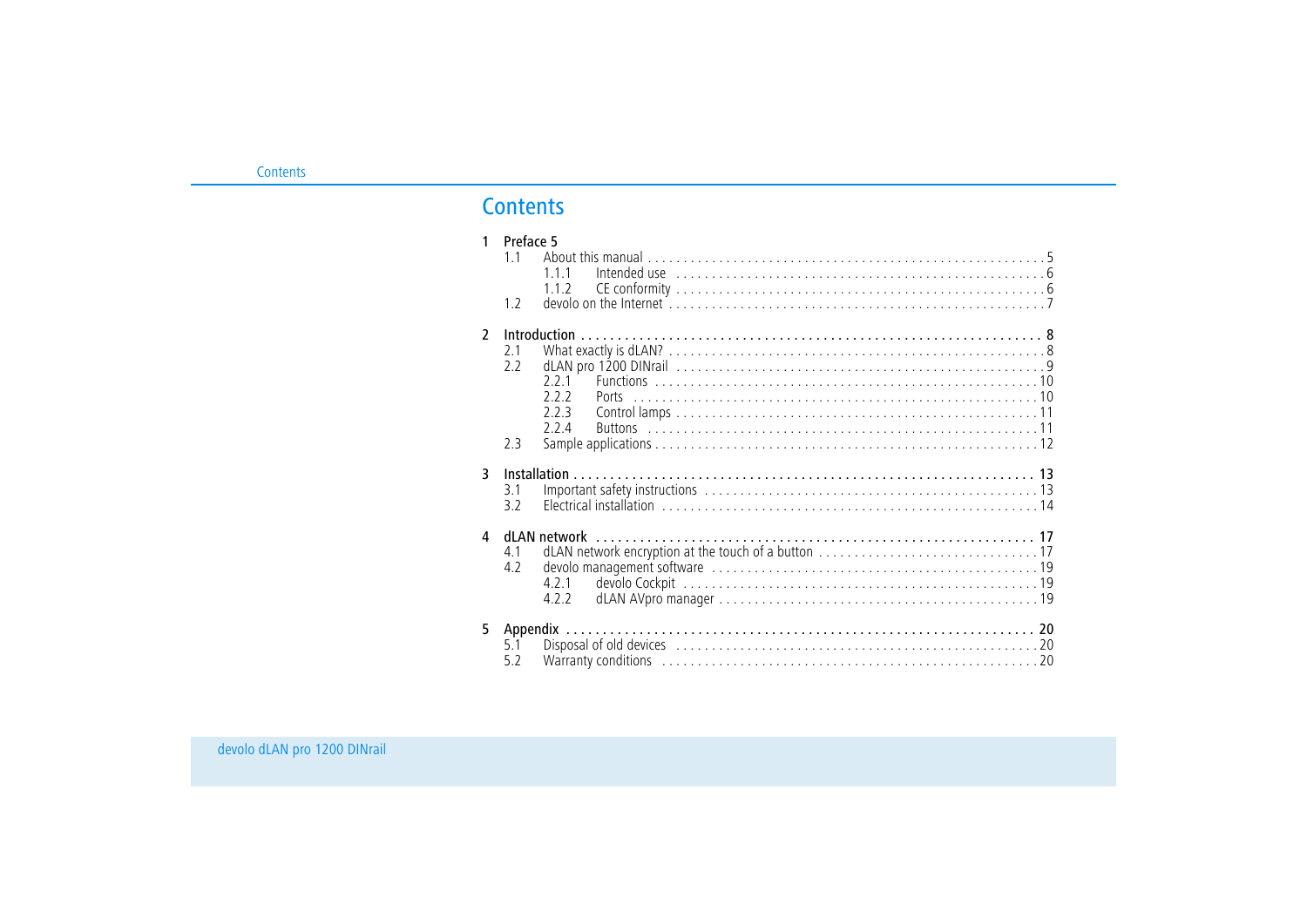# Contents

1 Preface 5
- 1.1 About this manual . . . . . 5
  - 1.1.1 Intended use . . . . . 6
  - 1.1.2 CE conformity . . . . . 6
- 1.2 devolo on the Internet . . . . . 7

2 Introduction . . . . . 8
- 2.1 What exactly is dLAN? . . . . . 8
- 2.2 dLAN pro 1200 DINrail . . . . . 9
  - 2.2.1 Functions . . . . . 10
  - 2.2.2 Ports . . . . . 10
  - 2.2.3 Control lamps . . . . . 11
  - 2.2.4 Buttons . . . . . 11
- 2.3 Sample applications . . . . . 12

3 Installation . . . . . 13
- 3.1 Important safety instructions . . . . . 13
- 3.2 Electrical installation . . . . . 14

4 dLAN network . . . . . 17
- 4.1 dLAN network encryption at the touch of a button . . . . . 17
- 4.2 devolo management software . . . . . 19
  - 4.2.1 devolo Cockpit . . . . . 19
  - 4.2.2 dLAN AVpro manager . . . . . 19

5 Appendix . . . . . 20
- 5.1 Disposal of old devices . . . . . 20
- 5.2 Warranty conditions . . . . . 20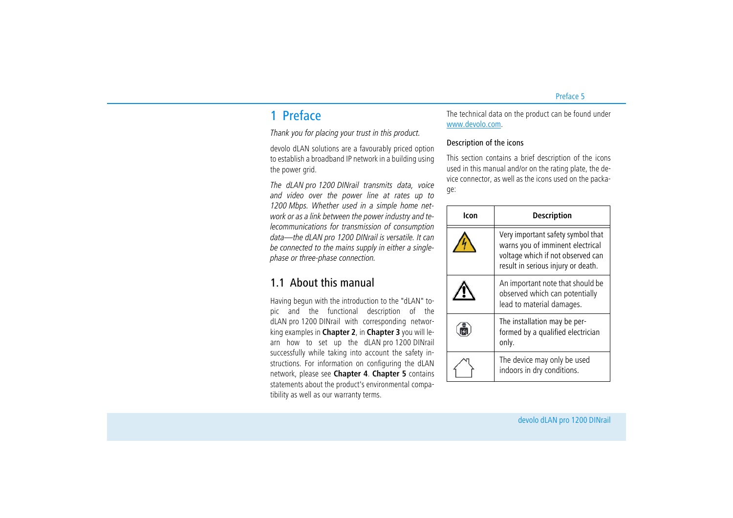# 1 Preface

*Thank you for placing your trust in this product.*

devolo dLAN solutions are a favourably priced option to establish a broadband IP network in a building using the power grid.

*The dLAN pro 1200 DINrail transmits data, voice and video over the power line at rates up to 1200 Mbps. Whether used in a simple home network or as a link between the power industry and telecommunications for transmission of consumption data—the dLAN pro 1200 DINrail is versatile. It can be connected to the mains supply in either a single-phase or three-phase connection.*

## 1.1 About this manual

Having begun with the introduction to the "dLAN" topic and the functional description of the dLAN pro 1200 DINrail with corresponding networking examples in **Chapter 2**, in **Chapter 3** you will learn how to set up the dLAN pro 1200 DINrail successfully while taking into account the safety instructions. For information on configuring the dLAN network, please see **Chapter 4**. **Chapter 5** contains statements about the product's environmental compatibility as well as our warranty terms.

The technical data on the product can be found under www.devolo.com.

### Description of the icons

This section contains a brief description of the icons used in this manual and/or on the rating plate, the device connector, as well as the icons used on the package:

| Icon | Description |
|---|---|
| | Very important safety symbol that warns you of imminent electrical voltage which if not observed can result in serious injury or death. |
| | An important note that should be observed which can potentially lead to material damages. |
| | The installation may be performed by a qualified electrician only. |
| | The device may only be used indoors in dry conditions. |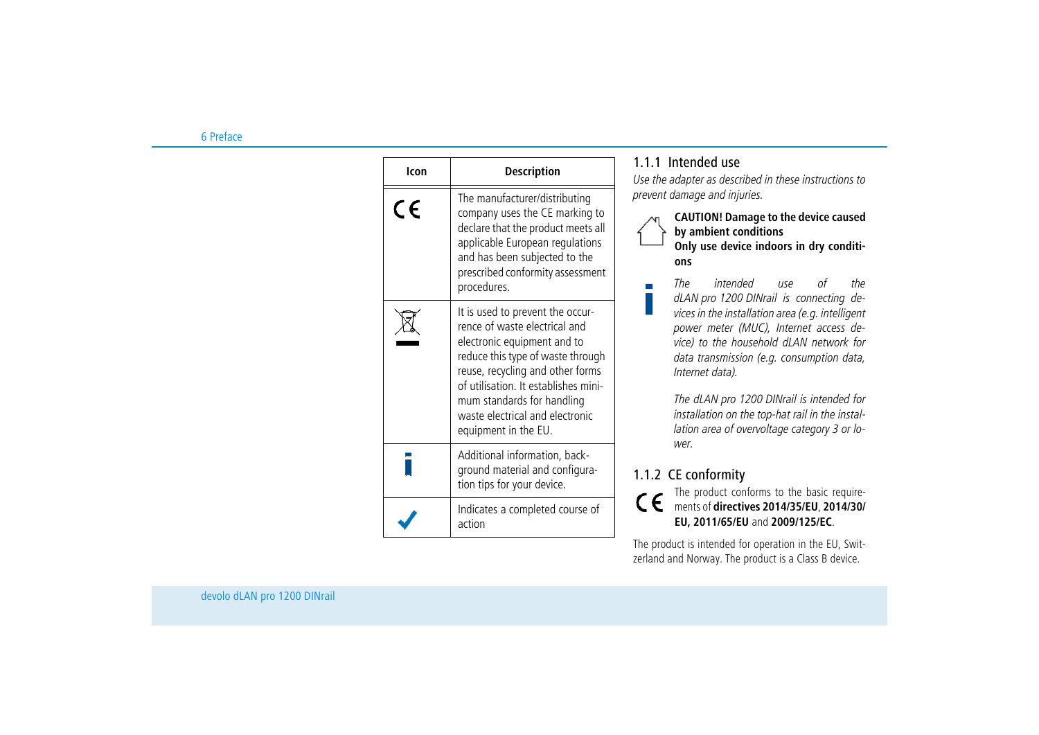| Icon | Description |
| --- | --- |
| CE | The manufacturer/distributing company uses the CE marking to declare that the product meets all applicable European regulations and has been subjected to the prescribed conformity assessment procedures. |
|  | It is used to prevent the occurrence of waste electrical and electronic equipment and to reduce this type of waste through reuse, recycling and other forms of utilisation. It establishes minimum standards for handling waste electrical and electronic equipment in the EU. |
|  | Additional information, background material and configuration tips for your device. |
|  | Indicates a completed course of action |

### 1.1.1 Intended use

*Use the adapter as described in these instructions to prevent damage and injuries.*

**CAUTION! Damage to the device caused by ambient conditions**
**Only use device indoors in dry conditions**

*The intended use of the dLAN pro 1200 DINrail is connecting devices in the installation area (e.g. intelligent power meter (MUC), Internet access device) to the household dLAN network for data transmission (e.g. consumption data, Internet data).*

*The dLAN pro 1200 DINrail is intended for installation on the top-hat rail in the installation area of overvoltage category 3 or lower.*

### 1.1.2 CE conformity

The product conforms to the basic requirements of **directives 2014/35/EU**, **2014/30/EU, 2011/65/EU** and **2009/125/EC**.

The product is intended for operation in the EU, Switzerland and Norway. The product is a Class B device.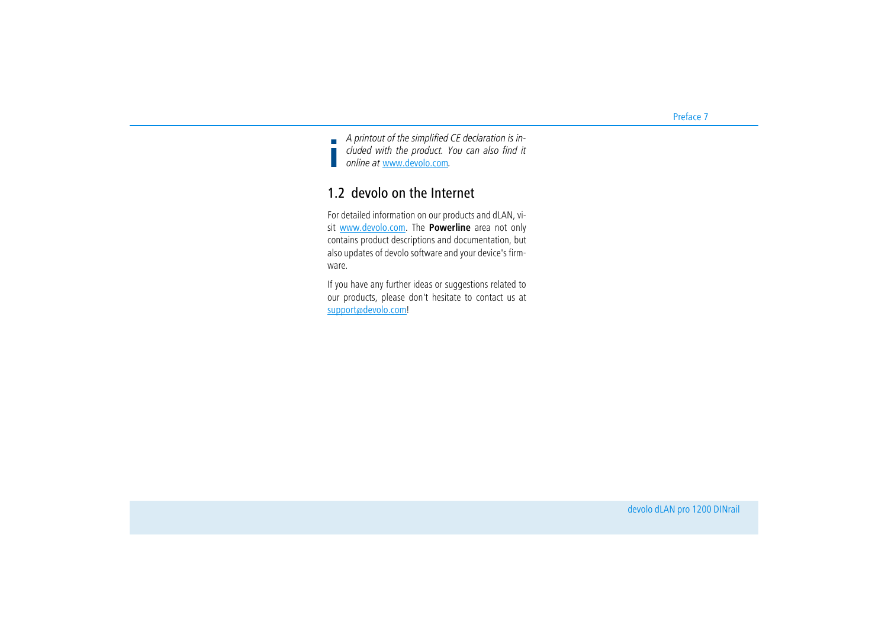*A printout of the simplified CE declaration is included with the product. You can also find it online at www.devolo.com.*

## 1.2 devolo on the Internet

For detailed information on our products and dLAN, visit www.devolo.com. The **Powerline** area not only contains product descriptions and documentation, but also updates of devolo software and your device's firmware.

If you have any further ideas or suggestions related to our products, please don't hesitate to contact us at support@devolo.com!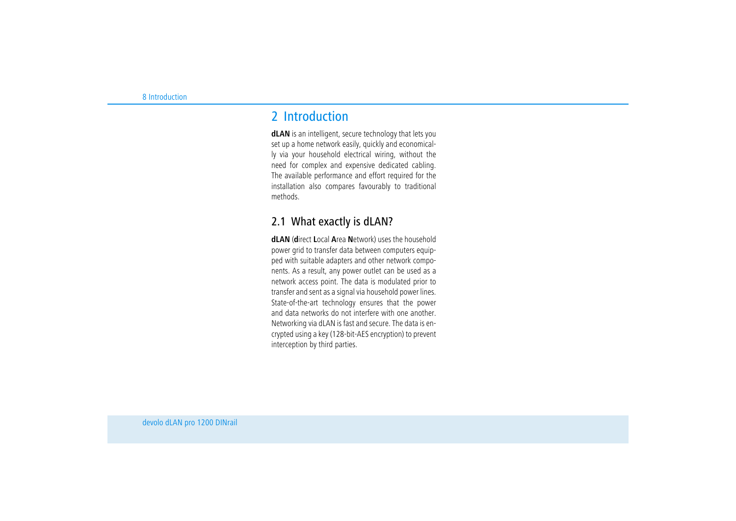# 2 Introduction

**dLAN** is an intelligent, secure technology that lets you set up a home network easily, quickly and economically via your household electrical wiring, without the need for complex and expensive dedicated cabling. The available performance and effort required for the installation also compares favourably to traditional methods.

## 2.1 What exactly is dLAN?

**dLAN** (**d**irect **L**ocal **A**rea **N**etwork) uses the household power grid to transfer data between computers equipped with suitable adapters and other network components. As a result, any power outlet can be used as a network access point. The data is modulated prior to transfer and sent as a signal via household power lines. State-of-the-art technology ensures that the power and data networks do not interfere with one another. Networking via dLAN is fast and secure. The data is encrypted using a key (128-bit-AES encryption) to prevent interception by third parties.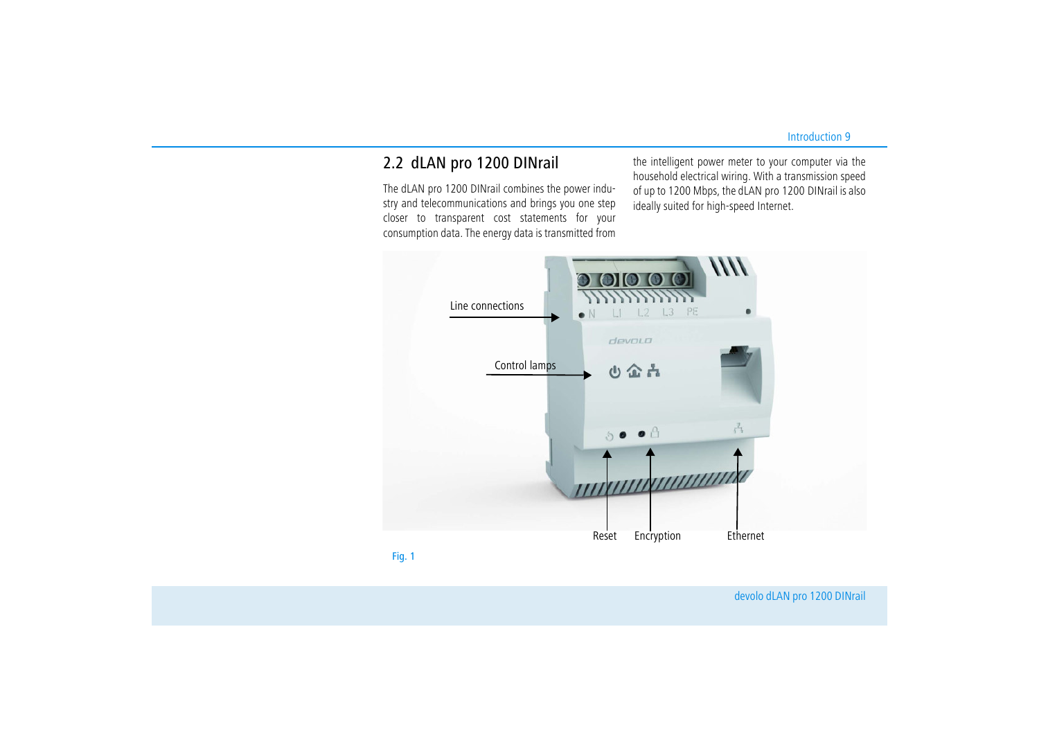## 2.2 dLAN pro 1200 DINrail

The dLAN pro 1200 DINrail combines the power industry and telecommunications and brings you one step closer to transparent cost statements for your consumption data. The energy data is transmitted from the intelligent power meter to your computer via the household electrical wiring. With a transmission speed of up to 1200 Mbps, the dLAN pro 1200 DINrail is also ideally suited for high-speed Internet.

Line connections

Control lamps

Reset

Encryption

Ethernet

Fig. 1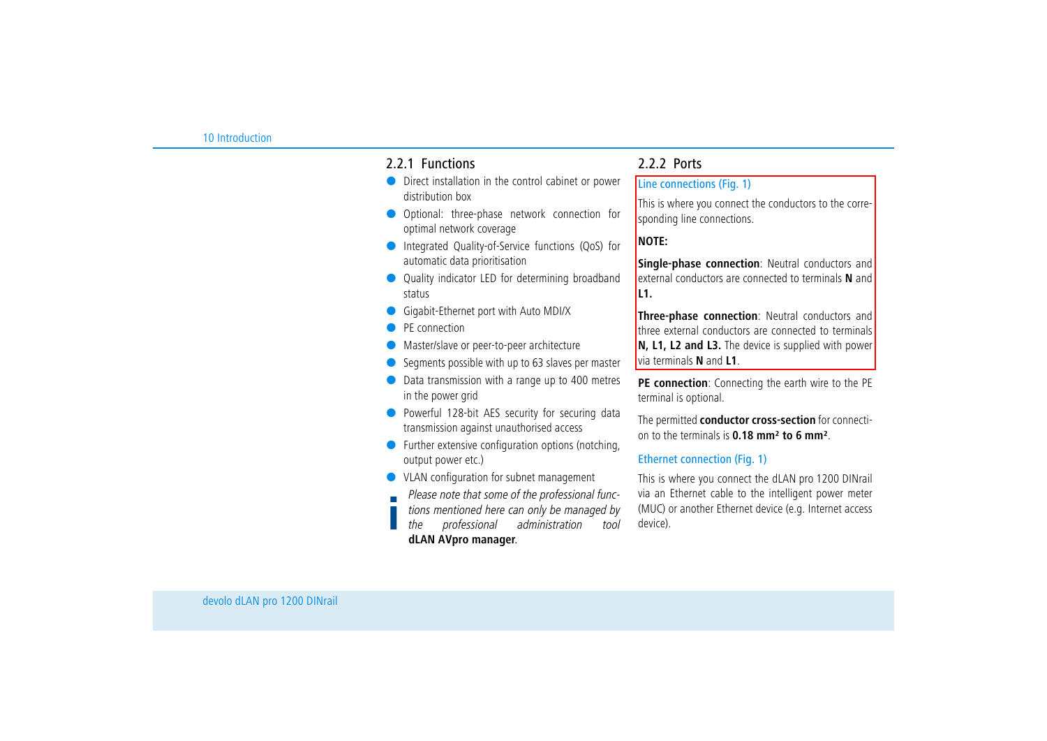### 2.2.1 Functions

- Direct installation in the control cabinet or power distribution box
- Optional: three-phase network connection for optimal network coverage
- Integrated Quality-of-Service functions (QoS) for automatic data prioritisation
- Quality indicator LED for determining broadband status
- Gigabit-Ethernet port with Auto MDI/X
- PE connection
- Master/slave or peer-to-peer architecture
- Segments possible with up to 63 slaves per master
- Data transmission with a range up to 400 metres in the power grid
- Powerful 128-bit AES security for securing data transmission against unauthorised access
- Further extensive configuration options (notching, output power etc.)
- VLAN configuration for subnet management

*Please note that some of the professional functions mentioned here can only be managed by the professional administration tool* **dLAN AVpro manager**.

### 2.2.2 Ports

Line connections (Fig. 1)

This is where you connect the conductors to the corresponding line connections.

**NOTE:**

**Single-phase connection**: Neutral conductors and external conductors are connected to terminals **N** and **L1.**

**Three-phase connection**: Neutral conductors and three external conductors are connected to terminals **N, L1, L2 and L3.** The device is supplied with power via terminals **N** and **L1**.

**PE connection**: Connecting the earth wire to the PE terminal is optional.

The permitted **conductor cross-section** for connection to the terminals is **0.18 mm² to 6 mm²**.

Ethernet connection (Fig. 1)

This is where you connect the dLAN pro 1200 DINrail via an Ethernet cable to the intelligent power meter (MUC) or another Ethernet device (e.g. Internet access device).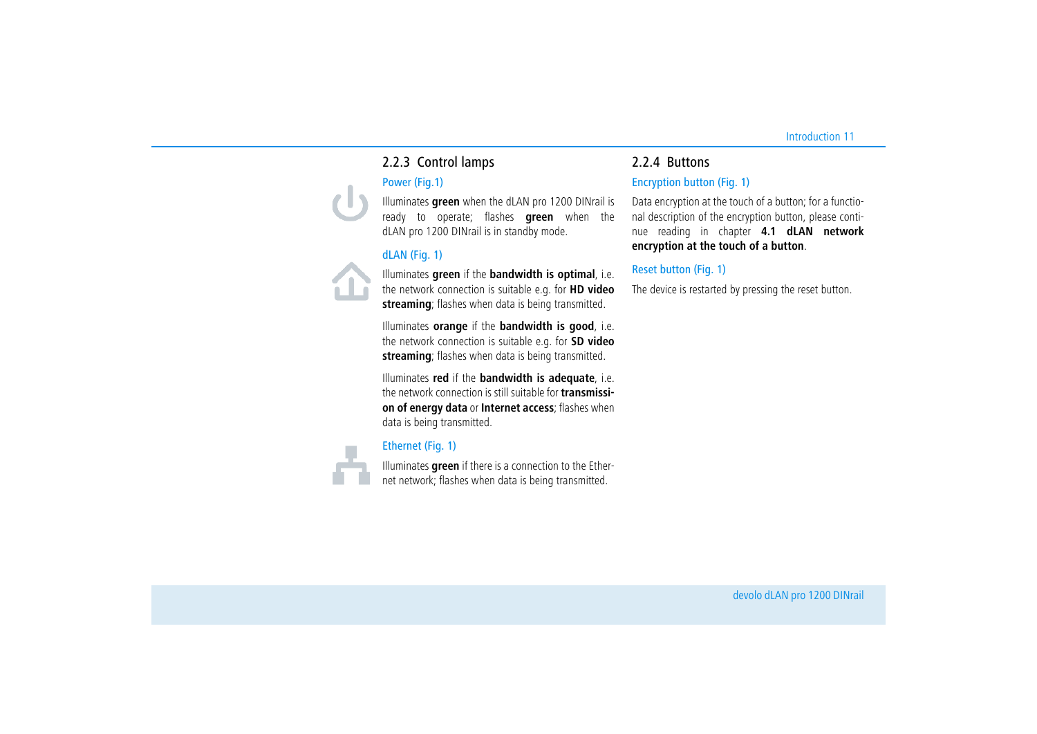### 2.2.3 Control lamps

Power (Fig.1)

Illuminates **green** when the dLAN pro 1200 DINrail is ready to operate; flashes **green** when the dLAN pro 1200 DINrail is in standby mode.

dLAN (Fig. 1)

Illuminates **green** if the **bandwidth is optimal**, i.e. the network connection is suitable e.g. for **HD video streaming**; flashes when data is being transmitted.

Illuminates **orange** if the **bandwidth is good**, i.e. the network connection is suitable e.g. for **SD video streaming**; flashes when data is being transmitted.

Illuminates **red** if the **bandwidth is adequate**, i.e. the network connection is still suitable for **transmission of energy data** or **Internet access**; flashes when data is being transmitted.

Ethernet (Fig. 1)

Illuminates **green** if there is a connection to the Ethernet network; flashes when data is being transmitted.

### 2.2.4 Buttons

Encryption button (Fig. 1)

Data encryption at the touch of a button; for a functional description of the encryption button, please continue reading in chapter **4.1 dLAN network encryption at the touch of a button**.

Reset button (Fig. 1)

The device is restarted by pressing the reset button.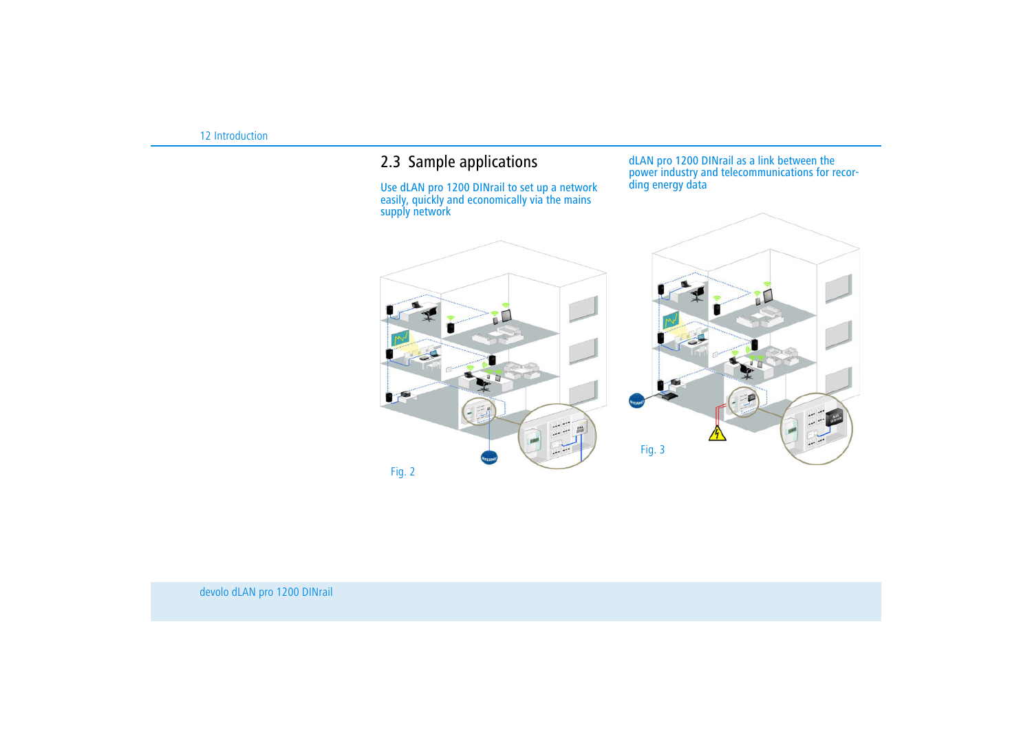## 2.3 Sample applications

Use dLAN pro 1200 DINrail to set up a network easily, quickly and economically via the mains supply network

Fig. 2

dLAN pro 1200 DINrail as a link between the power industry and telecommunications for recording energy data

Fig. 3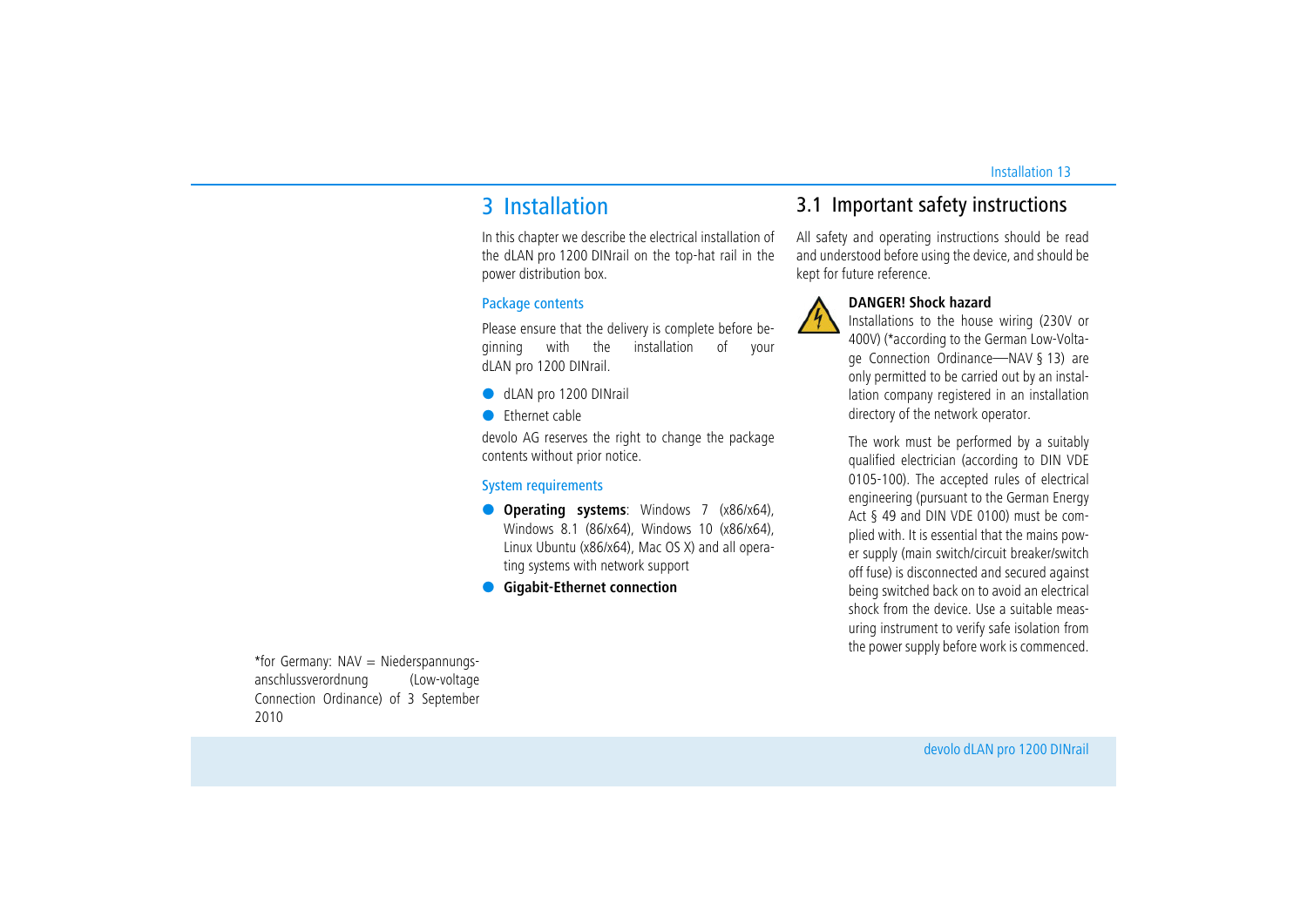# 3 Installation

In this chapter we describe the electrical installation of the dLAN pro 1200 DINrail on the top-hat rail in the power distribution box.

### Package contents

Please ensure that the delivery is complete before beginning with the installation of your dLAN pro 1200 DINrail.

- dLAN pro 1200 DINrail
- Ethernet cable

devolo AG reserves the right to change the package contents without prior notice.

### System requirements

- **Operating systems**: Windows 7 (x86/x64), Windows 8.1 (86/x64), Windows 10 (x86/x64), Linux Ubuntu (x86/x64), Mac OS X) and all operating systems with network support
- **Gigabit-Ethernet connection**

## 3.1 Important safety instructions

All safety and operating instructions should be read and understood before using the device, and should be kept for future reference.

**DANGER! Shock hazard**
Installations to the house wiring (230V or 400V) (*according to the German Low-Voltage Connection Ordinance—NAV § 13) are only permitted to be carried out by an installation company registered in an installation directory of the network operator.

The work must be performed by a suitably qualified electrician (according to DIN VDE 0105-100). The accepted rules of electrical engineering (pursuant to the German Energy Act § 49 and DIN VDE 0100) must be complied with. It is essential that the mains power supply (main switch/circuit breaker/switch off fuse) is disconnected and secured against being switched back on to avoid an electrical shock from the device. Use a suitable measuring instrument to verify safe isolation from the power supply before work is commenced.

*for Germany: NAV = Niederspannungsanschlussverordnung (Low-voltage Connection Ordinance) of 3 September 2010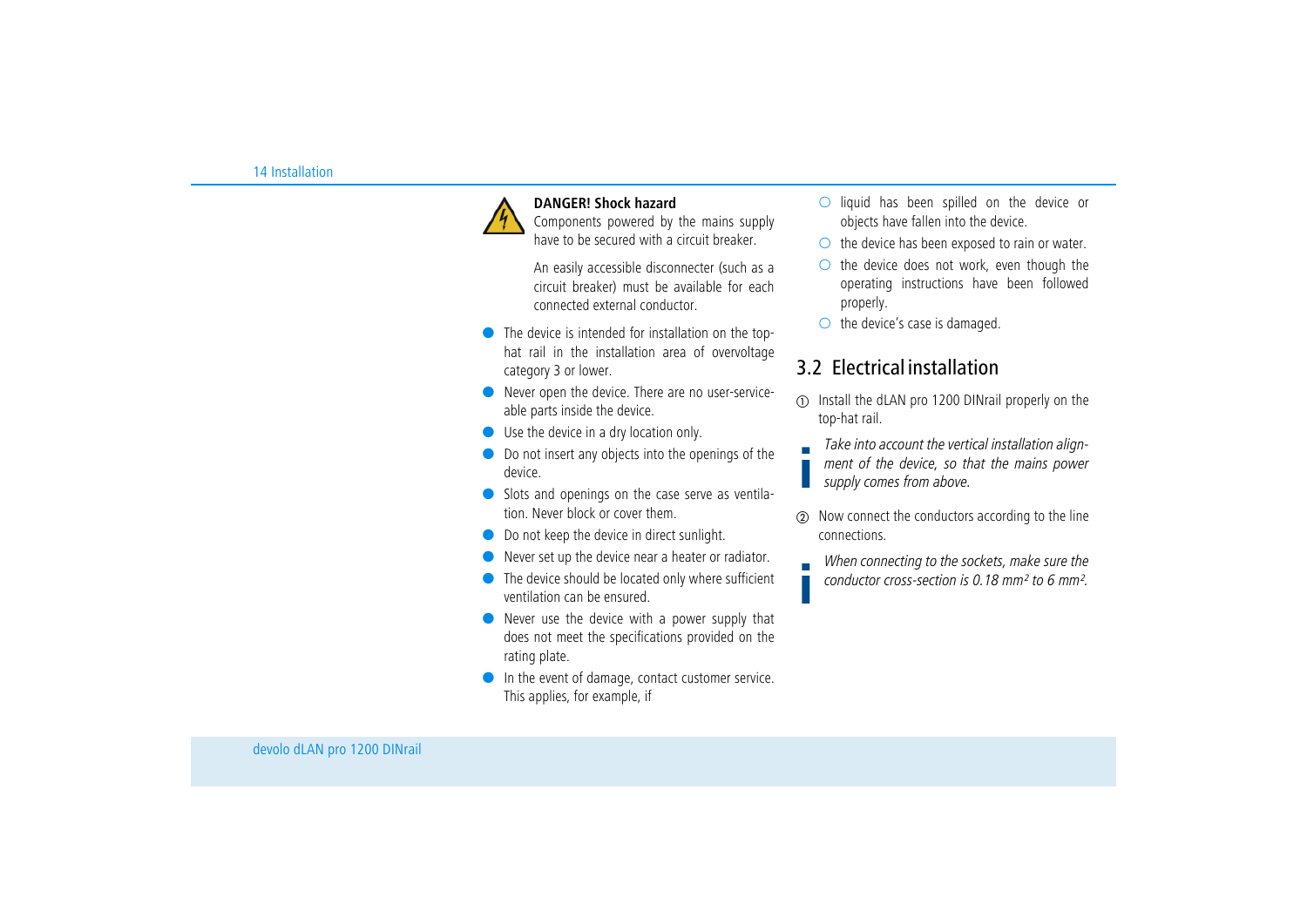**DANGER! Shock hazard**
Components powered by the mains supply have to be secured with a circuit breaker.

An easily accessible disconnecter (such as a circuit breaker) must be available for each connected external conductor.

- The device is intended for installation on the top-hat rail in the installation area of overvoltage category 3 or lower.
- Never open the device. There are no user-serviceable parts inside the device.
- Use the device in a dry location only.
- Do not insert any objects into the openings of the device.
- Slots and openings on the case serve as ventilation. Never block or cover them.
- Do not keep the device in direct sunlight.
- Never set up the device near a heater or radiator.
- The device should be located only where sufficient ventilation can be ensured.
- Never use the device with a power supply that does not meet the specifications provided on the rating plate.
- In the event of damage, contact customer service. This applies, for example, if
  - liquid has been spilled on the device or objects have fallen into the device.
  - the device has been exposed to rain or water.
  - the device does not work, even though the operating instructions have been followed properly.
  - the device's case is damaged.

## 3.2 Electrical installation

① Install the dLAN pro 1200 DINrail properly on the top-hat rail.

*Take into account the vertical installation alignment of the device, so that the mains power supply comes from above.*

② Now connect the conductors according to the line connections.

*When connecting to the sockets, make sure the conductor cross-section is 0.18 mm² to 6 mm².*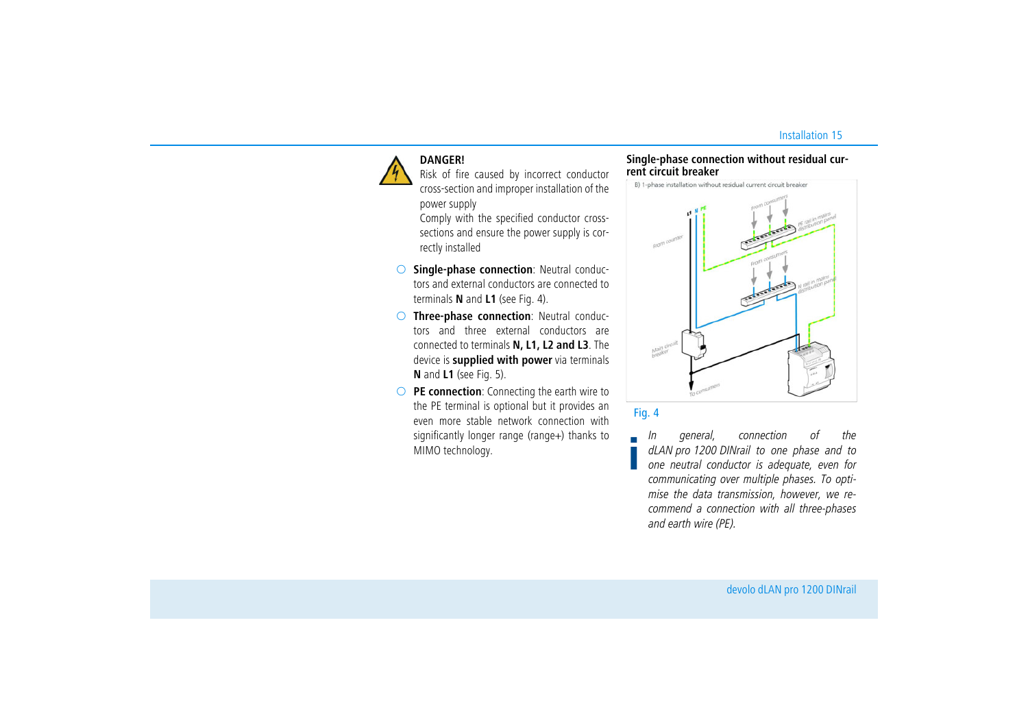**DANGER!**
Risk of fire caused by incorrect conductor cross-section and improper installation of the power supply
Comply with the specified conductor cross-sections and ensure the power supply is correctly installed

- **Single-phase connection**: Neutral conductors and external conductors are connected to terminals **N** and **L1** (see Fig. 4).
- **Three-phase connection**: Neutral conductors and three external conductors are connected to terminals **N, L1, L2 and L3**. The device is **supplied with power** via terminals **N** and **L1** (see Fig. 5).
- **PE connection**: Connecting the earth wire to the PE terminal is optional but it provides an even more stable network connection with significantly longer range (range+) thanks to MIMO technology.

**Single-phase connection without residual current circuit breaker**

Fig. 4

*In general, connection of the dLAN pro 1200 DINrail to one phase and to one neutral conductor is adequate, even for communicating over multiple phases. To optimise the data transmission, however, we recommend a connection with all three-phases and earth wire (PE).*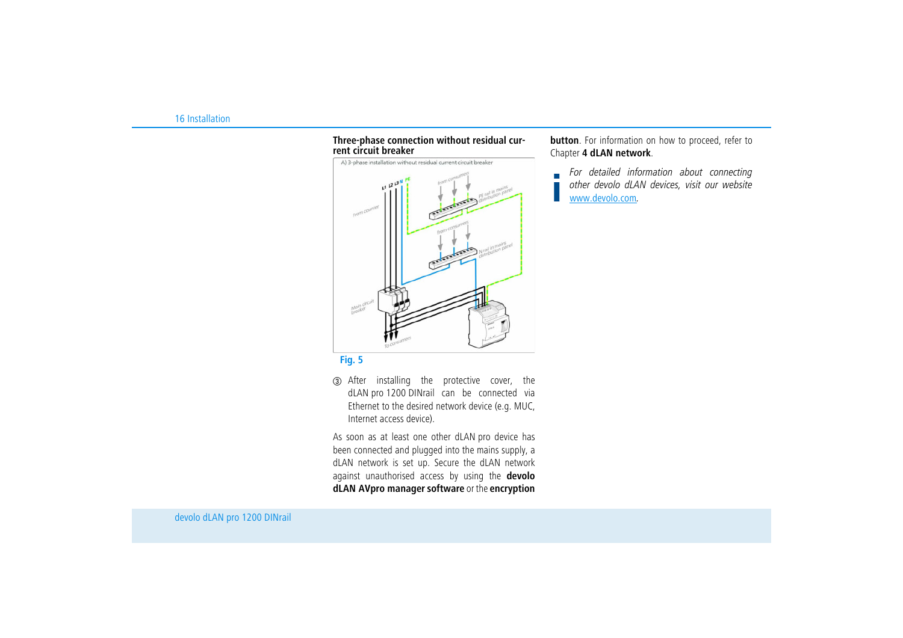**Three-phase connection without residual current circuit breaker**

Fig. 5

③ After installing the protective cover, the dLAN pro 1200 DINrail can be connected via Ethernet to the desired network device (e.g. MUC, Internet access device).

As soon as at least one other dLAN pro device has been connected and plugged into the mains supply, a dLAN network is set up. Secure the dLAN network against unauthorised access by using the **devolo dLAN AVpro manager software** or the **encryption button**. For information on how to proceed, refer to Chapter **4 dLAN network**.

*For detailed information about connecting other devolo dLAN devices, visit our website www.devolo.com.*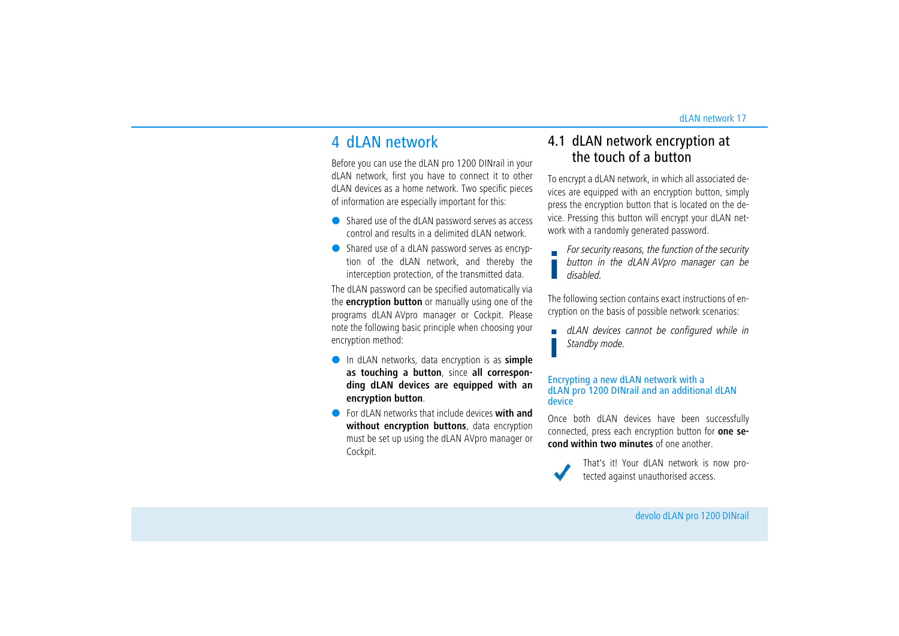# 4 dLAN network

Before you can use the dLAN pro 1200 DINrail in your dLAN network, first you have to connect it to other dLAN devices as a home network. Two specific pieces of information are especially important for this:

- Shared use of the dLAN password serves as access control and results in a delimited dLAN network.
- Shared use of a dLAN password serves as encryption of the dLAN network, and thereby the interception protection, of the transmitted data.

The dLAN password can be specified automatically via the **encryption button** or manually using one of the programs dLAN AVpro manager or Cockpit. Please note the following basic principle when choosing your encryption method:

- In dLAN networks, data encryption is as **simple as touching a button**, since **all corresponding dLAN devices are equipped with an encryption button**.
- For dLAN networks that include devices **with and without encryption buttons**, data encryption must be set up using the dLAN AVpro manager or Cockpit.

## 4.1 dLAN network encryption at the touch of a button

To encrypt a dLAN network, in which all associated devices are equipped with an encryption button, simply press the encryption button that is located on the device. Pressing this button will encrypt your dLAN network with a randomly generated password.

*For security reasons, the function of the security button in the dLAN AVpro manager can be disabled.*

The following section contains exact instructions of encryption on the basis of possible network scenarios:

*dLAN devices cannot be configured while in Standby mode.*

### Encrypting a new dLAN network with a dLAN pro 1200 DINrail and an additional dLAN device

Once both dLAN devices have been successfully connected, press each encryption button for **one second within two minutes** of one another.

That's it! Your dLAN network is now protected against unauthorised access.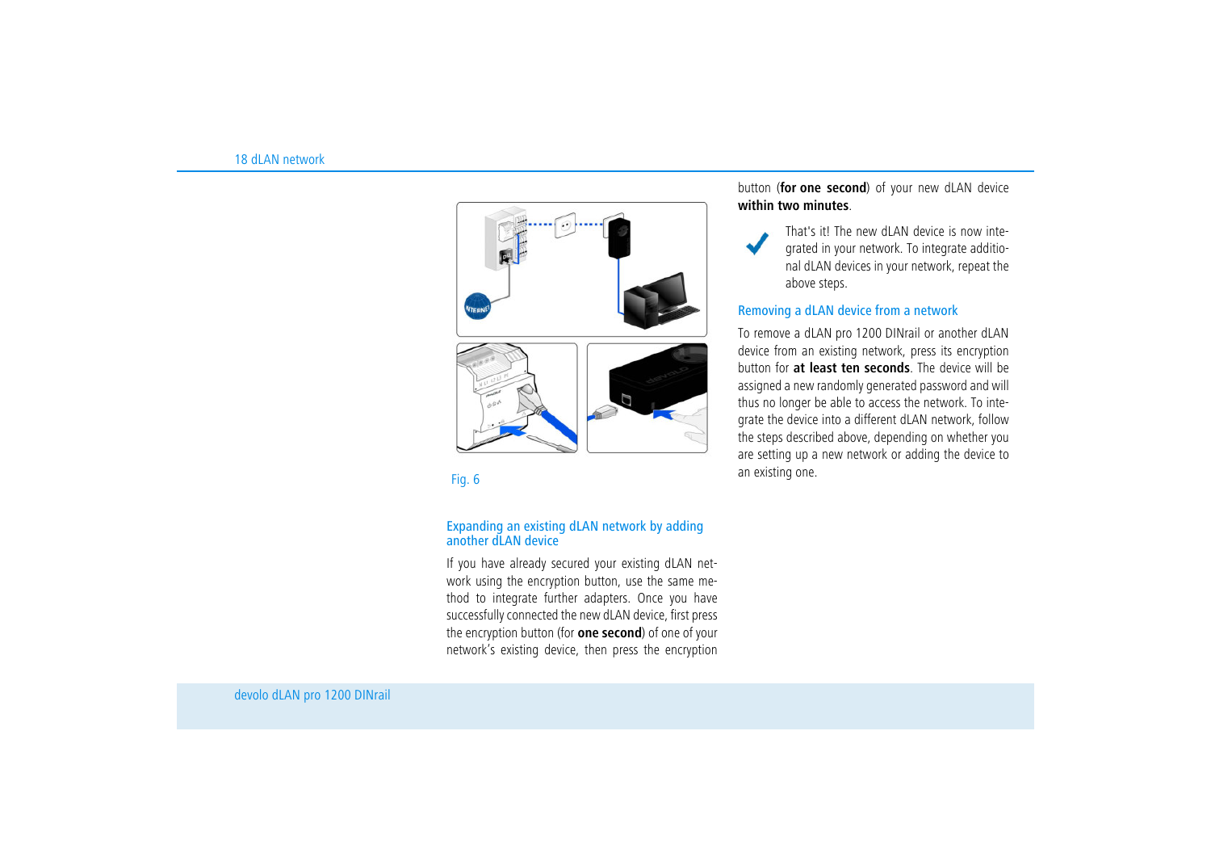Fig. 6

### Expanding an existing dLAN network by adding another dLAN device

If you have already secured your existing dLAN network using the encryption button, use the same method to integrate further adapters. Once you have successfully connected the new dLAN device, first press the encryption button (for **one second**) of one of your network's existing device, then press the encryption button (**for one second**) of your new dLAN device **within two minutes**.

That's it! The new dLAN device is now integrated in your network. To integrate additional dLAN devices in your network, repeat the above steps.

### Removing a dLAN device from a network

To remove a dLAN pro 1200 DINrail or another dLAN device from an existing network, press its encryption button for **at least ten seconds**. The device will be assigned a new randomly generated password and will thus no longer be able to access the network. To integrate the device into a different dLAN network, follow the steps described above, depending on whether you are setting up a new network or adding the device to an existing one.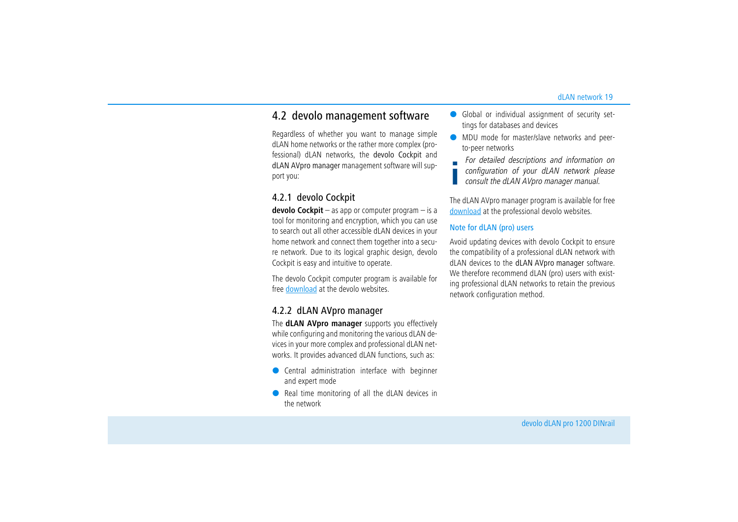## 4.2 devolo management software

Regardless of whether you want to manage simple dLAN home networks or the rather more complex (professional) dLAN networks, the devolo Cockpit and dLAN AVpro manager management software will support you:

### 4.2.1 devolo Cockpit

**devolo Cockpit** – as app or computer program – is a tool for monitoring and encryption, which you can use to search out all other accessible dLAN devices in your home network and connect them together into a secure network. Due to its logical graphic design, devolo Cockpit is easy and intuitive to operate.

The devolo Cockpit computer program is available for free download at the devolo websites.

### 4.2.2 dLAN AVpro manager

The **dLAN AVpro manager** supports you effectively while configuring and monitoring the various dLAN devices in your more complex and professional dLAN networks. It provides advanced dLAN functions, such as:

- Central administration interface with beginner and expert mode
- Real time monitoring of all the dLAN devices in the network
- Global or individual assignment of security settings for databases and devices
- MDU mode for master/slave networks and peer-to-peer networks

*For detailed descriptions and information on configuration of your dLAN network please consult the dLAN AVpro manager manual.*

The dLAN AVpro manager program is available for free download at the professional devolo websites.

#### Note for dLAN (pro) users

Avoid updating devices with devolo Cockpit to ensure the compatibility of a professional dLAN network with dLAN devices to the dLAN AVpro manager software. We therefore recommend dLAN (pro) users with existing professional dLAN networks to retain the previous network configuration method.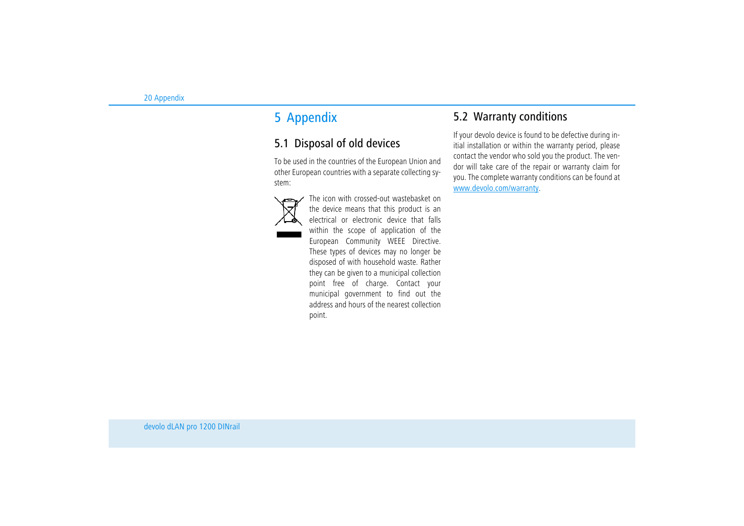# 5 Appendix

## 5.1 Disposal of old devices

To be used in the countries of the European Union and other European countries with a separate collecting system:

The icon with crossed-out wastebasket on the device means that this product is an electrical or electronic device that falls within the scope of application of the European Community WEEE Directive. These types of devices may no longer be disposed of with household waste. Rather they can be given to a municipal collection point free of charge. Contact your municipal government to find out the address and hours of the nearest collection point.

## 5.2 Warranty conditions

If your devolo device is found to be defective during initial installation or within the warranty period, please contact the vendor who sold you the product. The vendor will take care of the repair or warranty claim for you. The complete warranty conditions can be found at www.devolo.com/warranty.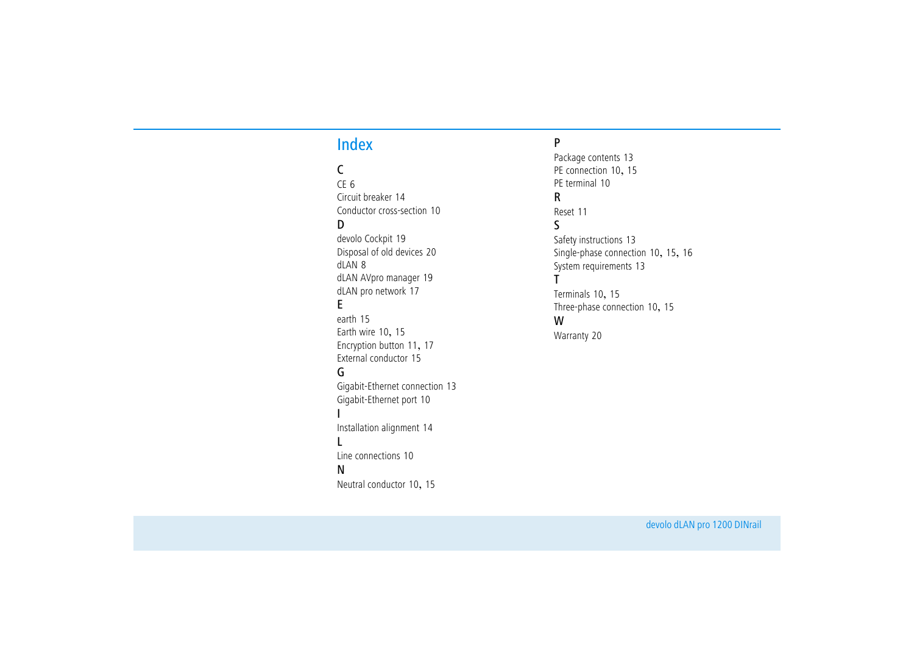# Index

**C**

CE 6
Circuit breaker 14
Conductor cross-section 10

**D**

devolo Cockpit 19
Disposal of old devices 20
dLAN 8
dLAN AVpro manager 19
dLAN pro network 17

**E**

earth 15
Earth wire 10, 15
Encryption button 11, 17
External conductor 15

**G**

Gigabit-Ethernet connection 13
Gigabit-Ethernet port 10

**I**

Installation alignment 14

**L**

Line connections 10

**N**

Neutral conductor 10, 15

**P**

Package contents 13
PE connection 10, 15
PE terminal 10

**R**

Reset 11

**S**

Safety instructions 13
Single-phase connection 10, 15, 16
System requirements 13

**T**

Terminals 10, 15
Three-phase connection 10, 15

**W**

Warranty 20